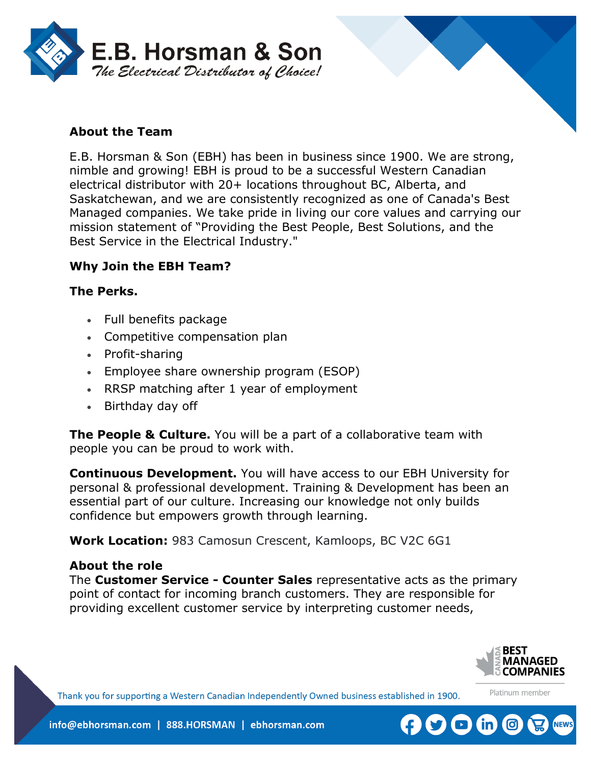# E.B. Horsman & Son

*The Electrical Distributor of Choice!*

**About the Team**

E.B. Horsman & Son (EBH) has been in business since 1900. We are strong, nimble and growing! EBH is proud to be a successful Western Canadian electrical distributor with 20+ locations throughout BC, Alberta, and Saskatchewan, and we are consistently recognized as one of Canada's Best Managed companies. We take pride in living our core values and carrying our mission statement of "Providing the Best People, Best Solutions, and the Best Service in the Electrical Industry."

**Why Join the EBH Team?**

**The Perks.**

- Full benefits package
- Competitive compensation plan
- Profit-sharing
- Employee share ownership program (ESOP)
- RRSP matching after 1 year of employment
- Birthday day off

**The People & Culture.** You will be a part of a collaborative team with people you can be proud to work with.

**Continuous Development.** You will have access to our EBH University for personal & professional development. Training & Development has been an essential part of our culture. Increasing our knowledge not only builds confidence but empowers growth through learning.

**Work Location:** 983 Camosun Crescent, Kamloops, BC V2C 6G1

**About the role**

The **Customer Service - Counter Sales** representative acts as the primary point of contact for incoming branch customers. They are responsible for providing excellent customer service by interpreting customer needs,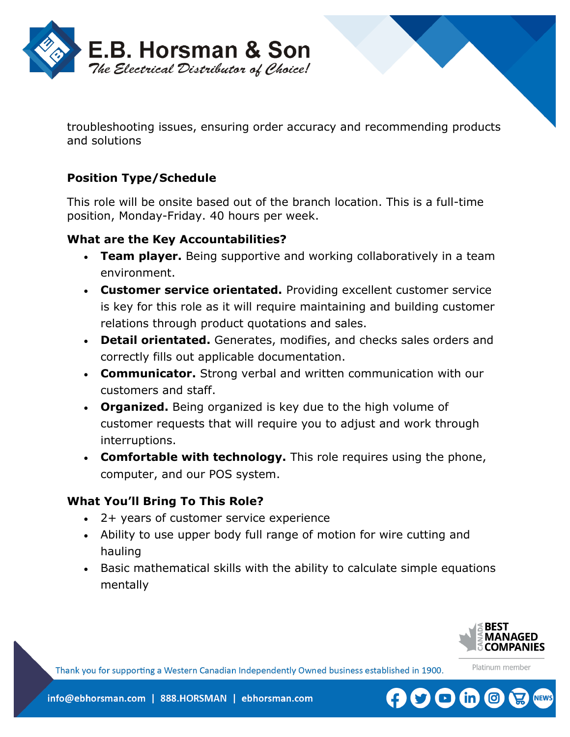troubleshooting issues, ensuring order accuracy and recommending products and solutions

**Position Type/Schedule**

This role will be onsite based out of the branch location. This is a full-time position, Monday-Friday. 40 hours per week.

**What are the Key Accountabilities?**

- **Team player.** Being supportive and working collaboratively in a team environment.
- **Customer service orientated.** Providing excellent customer service is key for this role as it will require maintaining and building customer relations through product quotations and sales.
- **Detail orientated.** Generates, modifies, and checks sales orders and correctly fills out applicable documentation.
- **Communicator.** Strong verbal and written communication with our customers and staff.
- **Organized.** Being organized is key due to the high volume of customer requests that will require you to adjust and work through interruptions.
- **Comfortable with technology.** This role requires using the phone, computer, and our POS system.

**What You'll Bring To This Role?**

- 2+ years of customer service experience
- Ability to use upper body full range of motion for wire cutting and hauling
- Basic mathematical skills with the ability to calculate simple equations mentally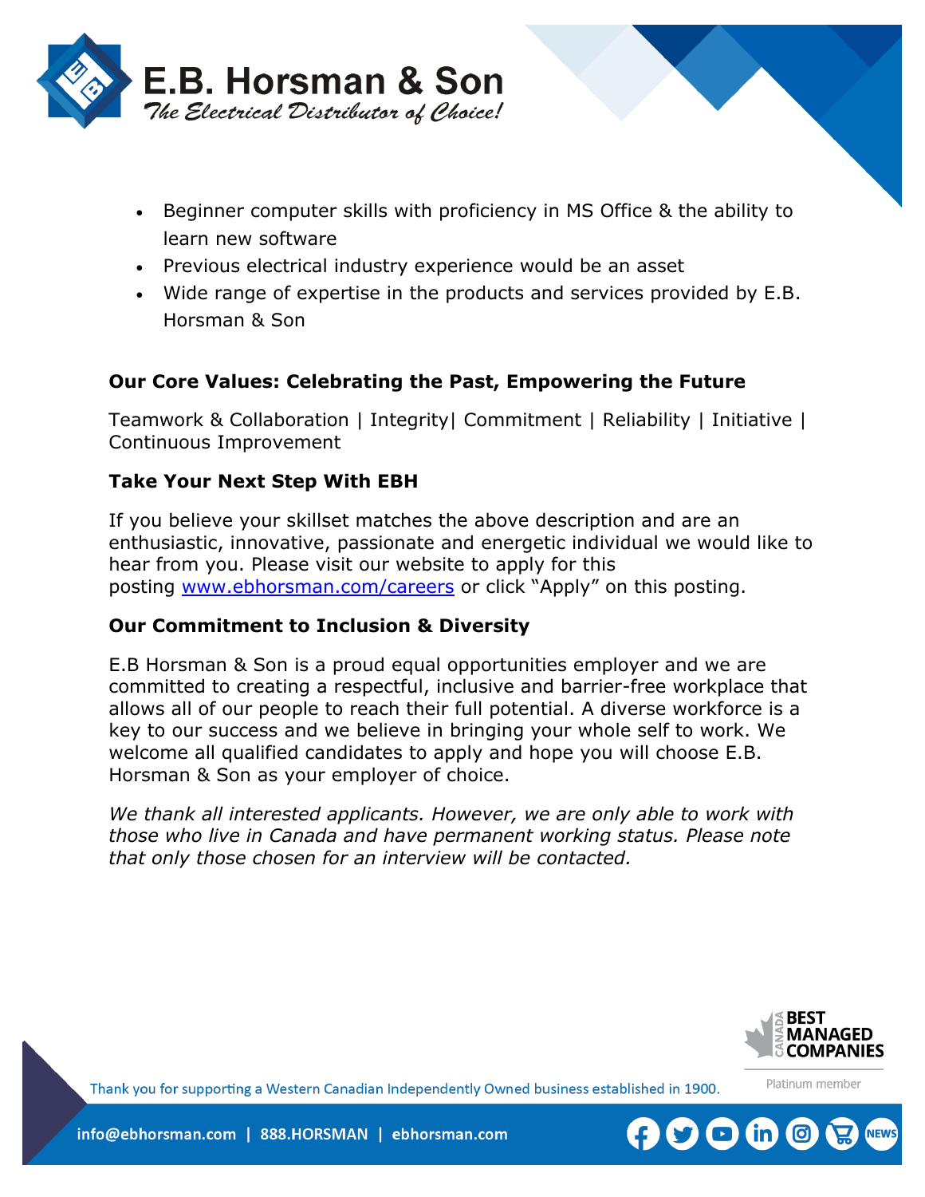- Beginner computer skills with proficiency in MS Office & the ability to learn new software
- Previous electrical industry experience would be an asset
- Wide range of expertise in the products and services provided by E.B. Horsman & Son

**Our Core Values: Celebrating the Past, Empowering the Future**

Teamwork & Collaboration | Integrity| Commitment | Reliability | Initiative | Continuous Improvement

**Take Your Next Step With EBH**

If you believe your skillset matches the above description and are an enthusiastic, innovative, passionate and energetic individual we would like to hear from you. Please visit our website to apply for this posting [www.ebhorsman.com/careers](http://www.ebhorsman.com/careers) or click "Apply" on this posting.

**Our Commitment to Inclusion & Diversity**

E.B Horsman & Son is a proud equal opportunities employer and we are committed to creating a respectful, inclusive and barrier-free workplace that allows all of our people to reach their full potential. A diverse workforce is a key to our success and we believe in bringing your whole self to work. We welcome all qualified candidates to apply and hope you will choose E.B. Horsman & Son as your employer of choice.

*We thank all interested applicants. However, we are only able to work with those who live in Canada and have permanent working status. Please note that only those chosen for an interview will be contacted.*